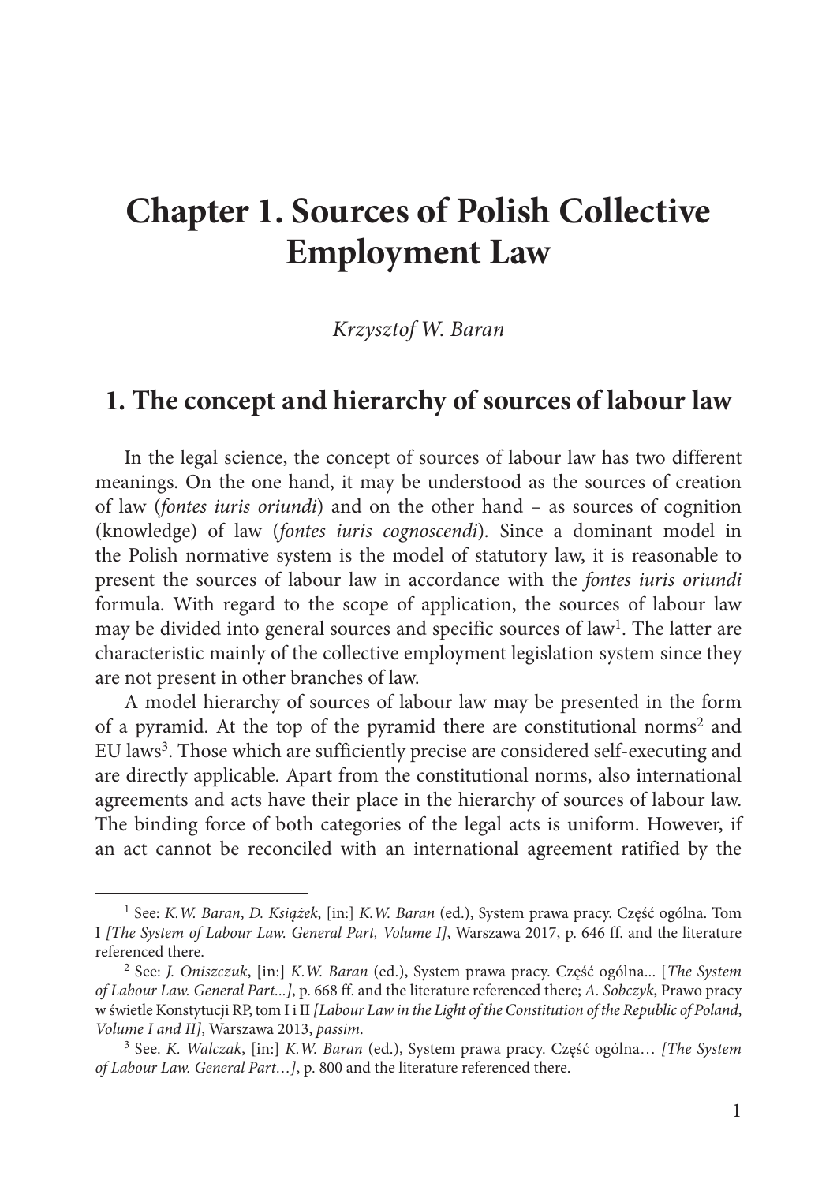# Chapter 1. Sources of Polish Collective Employment Law

*Krzysztof W. Baran*

## 1. The concept and hierarchy of sources of labour law

In the legal science, the concept of sources of labour law has two different meanings. On the one hand, it may be understood as the sources of creation of law (*fontes iuris oriundi*) and on the other hand – as sources of cognition (knowledge) of law (*fontes iuris cognoscendi*). Since a dominant model in the Polish normative system is the model of statutory law, it is reasonable to present the sources of labour law in accordance with the *fontes iuris oriundi* formula. With regard to the scope of application, the sources of labour law may be divided into general sources and specific sources of law[1]. The latter are characteristic mainly of the collective employment legislation system since they are not present in other branches of law.

A model hierarchy of sources of labour law may be presented in the form of a pyramid. At the top of the pyramid there are constitutional norms[2] and EU laws[3]. Those which are sufficiently precise are considered self-executing and are directly applicable. Apart from the constitutional norms, also international agreements and acts have their place in the hierarchy of sources of labour law. The binding force of both categories of the legal acts is uniform. However, if an act cannot be reconciled with an international agreement ratified by the

---

[1] See: *K.W. Baran*, *D. Książek*, [in:] *K.W. Baran* (ed.), System prawa pracy. Część ogólna. Tom I *[The System of Labour Law. General Part, Volume I]*, Warszawa 2017, p. 646 ff. and the literature referenced there.

[2] See: *J. Oniszczuk*, [in:] *K.W. Baran* (ed.), System prawa pracy. Część ogólna... [*The System of Labour Law. General Part...]*, p. 668 ff. and the literature referenced there; *A. Sobczyk*, Prawo pracy w świetle Konstytucji RP, tom I i II *[Labour Law in the Light of the Constitution of the Republic of Poland, Volume I and II]*, Warszawa 2013, *passim*.

[3] See. *K. Walczak*, [in:] *K.W. Baran* (ed.), System prawa pracy. Część ogólna… *[The System of Labour Law. General Part…]*, p. 800 and the literature referenced there.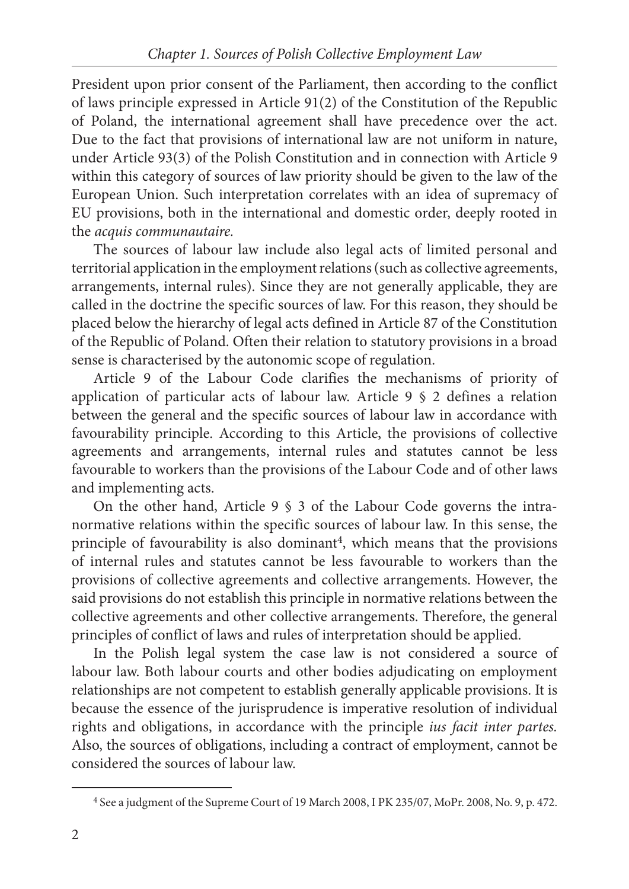President upon prior consent of the Parliament, then according to the conflict of laws principle expressed in Article 91(2) of the Constitution of the Republic of Poland, the international agreement shall have precedence over the act. Due to the fact that provisions of international law are not uniform in nature, under Article 93(3) of the Polish Constitution and in connection with Article 9 within this category of sources of law priority should be given to the law of the European Union. Such interpretation correlates with an idea of supremacy of EU provisions, both in the international and domestic order, deeply rooted in the *acquis communautaire.*

The sources of labour law include also legal acts of limited personal and territorial application in the employment relations (such as collective agreements, arrangements, internal rules). Since they are not generally applicable, they are called in the doctrine the specific sources of law. For this reason, they should be placed below the hierarchy of legal acts defined in Article 87 of the Constitution of the Republic of Poland. Often their relation to statutory provisions in a broad sense is characterised by the autonomic scope of regulation.

Article 9 of the Labour Code clarifies the mechanisms of priority of application of particular acts of labour law. Article 9 § 2 defines a relation between the general and the specific sources of labour law in accordance with favourability principle. According to this Article, the provisions of collective agreements and arrangements, internal rules and statutes cannot be less favourable to workers than the provisions of the Labour Code and of other laws and implementing acts.

On the other hand, Article 9 § 3 of the Labour Code governs the intra-normative relations within the specific sources of labour law. In this sense, the principle of favourability is also dominant[4], which means that the provisions of internal rules and statutes cannot be less favourable to workers than the provisions of collective agreements and collective arrangements. However, the said provisions do not establish this principle in normative relations between the collective agreements and other collective arrangements. Therefore, the general principles of conflict of laws and rules of interpretation should be applied.

In the Polish legal system the case law is not considered a source of labour law. Both labour courts and other bodies adjudicating on employment relationships are not competent to establish generally applicable provisions. It is because the essence of the jurisprudence is imperative resolution of individual rights and obligations, in accordance with the principle *ius facit inter partes.* Also, the sources of obligations, including a contract of employment, cannot be considered the sources of labour law.

---

[4] See a judgment of the Supreme Court of 19 March 2008, I PK 235/07, MoPr. 2008, No. 9, p. 472.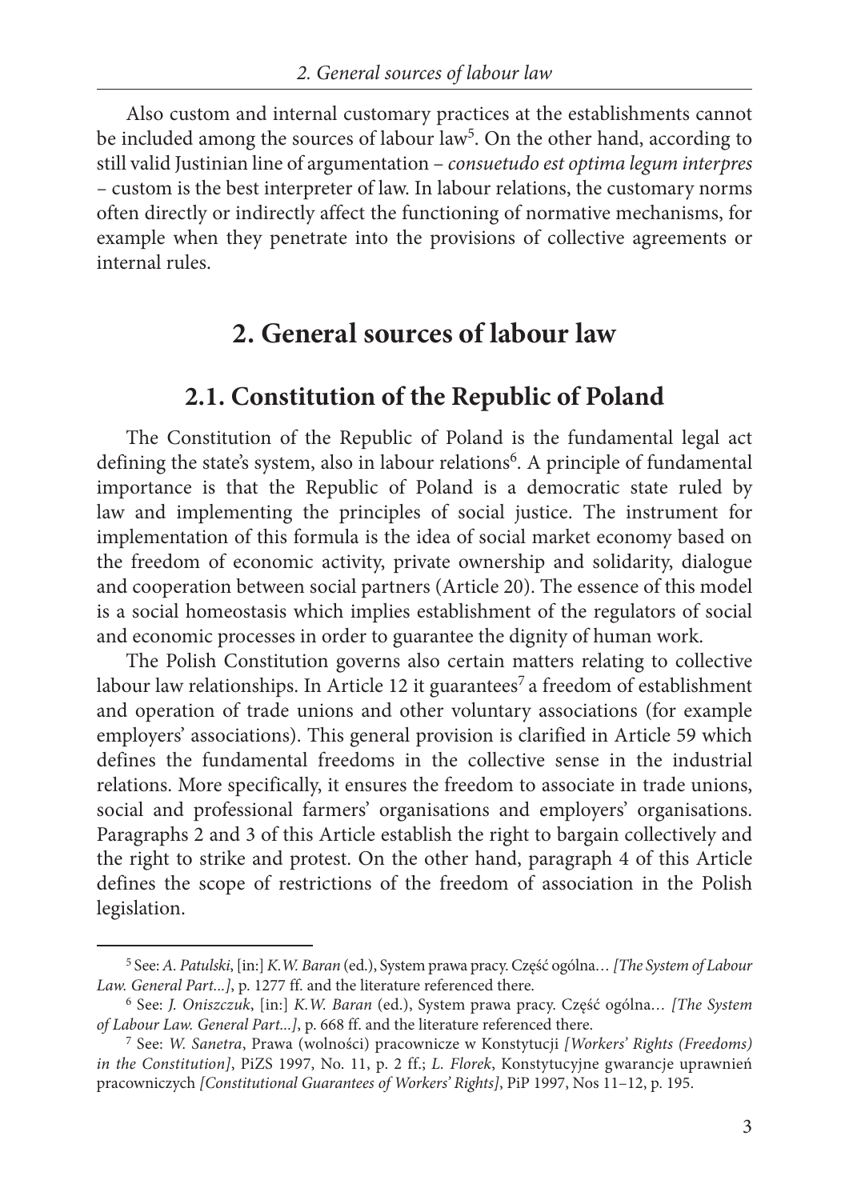Also custom and internal customary practices at the establishments cannot be included among the sources of labour law[5]. On the other hand, according to still valid Justinian line of argumentation – *consuetudo est optima legum interpres* – custom is the best interpreter of law. In labour relations, the customary norms often directly or indirectly affect the functioning of normative mechanisms, for example when they penetrate into the provisions of collective agreements or internal rules.

## 2. General sources of labour law

### 2.1. Constitution of the Republic of Poland

The Constitution of the Republic of Poland is the fundamental legal act defining the state's system, also in labour relations[6]. A principle of fundamental importance is that the Republic of Poland is a democratic state ruled by law and implementing the principles of social justice. The instrument for implementation of this formula is the idea of social market economy based on the freedom of economic activity, private ownership and solidarity, dialogue and cooperation between social partners (Article 20). The essence of this model is a social homeostasis which implies establishment of the regulators of social and economic processes in order to guarantee the dignity of human work.

The Polish Constitution governs also certain matters relating to collective labour law relationships. In Article 12 it guarantees[7] a freedom of establishment and operation of trade unions and other voluntary associations (for example employers' associations). This general provision is clarified in Article 59 which defines the fundamental freedoms in the collective sense in the industrial relations. More specifically, it ensures the freedom to associate in trade unions, social and professional farmers' organisations and employers' organisations. Paragraphs 2 and 3 of this Article establish the right to bargain collectively and the right to strike and protest. On the other hand, paragraph 4 of this Article defines the scope of restrictions of the freedom of association in the Polish legislation.

---

[5] See: *A. Patulski*, [in:] *K.W. Baran* (ed.), System prawa pracy. Część ogólna… *[The System of Labour Law. General Part...]*, p. 1277 ff. and the literature referenced there.

[6] See: *J. Oniszczuk*, [in:] *K.W. Baran* (ed.), System prawa pracy. Część ogólna… *[The System of Labour Law. General Part...]*, p. 668 ff. and the literature referenced there.

[7] See: *W. Sanetra*, Prawa (wolności) pracownicze w Konstytucji *[Workers' Rights (Freedoms) in the Constitution]*, PiZS 1997, No. 11, p. 2 ff.; *L. Florek*, Konstytucyjne gwarancje uprawnień pracowniczych *[Constitutional Guarantees of Workers' Rights]*, PiP 1997, Nos 11–12, p. 195.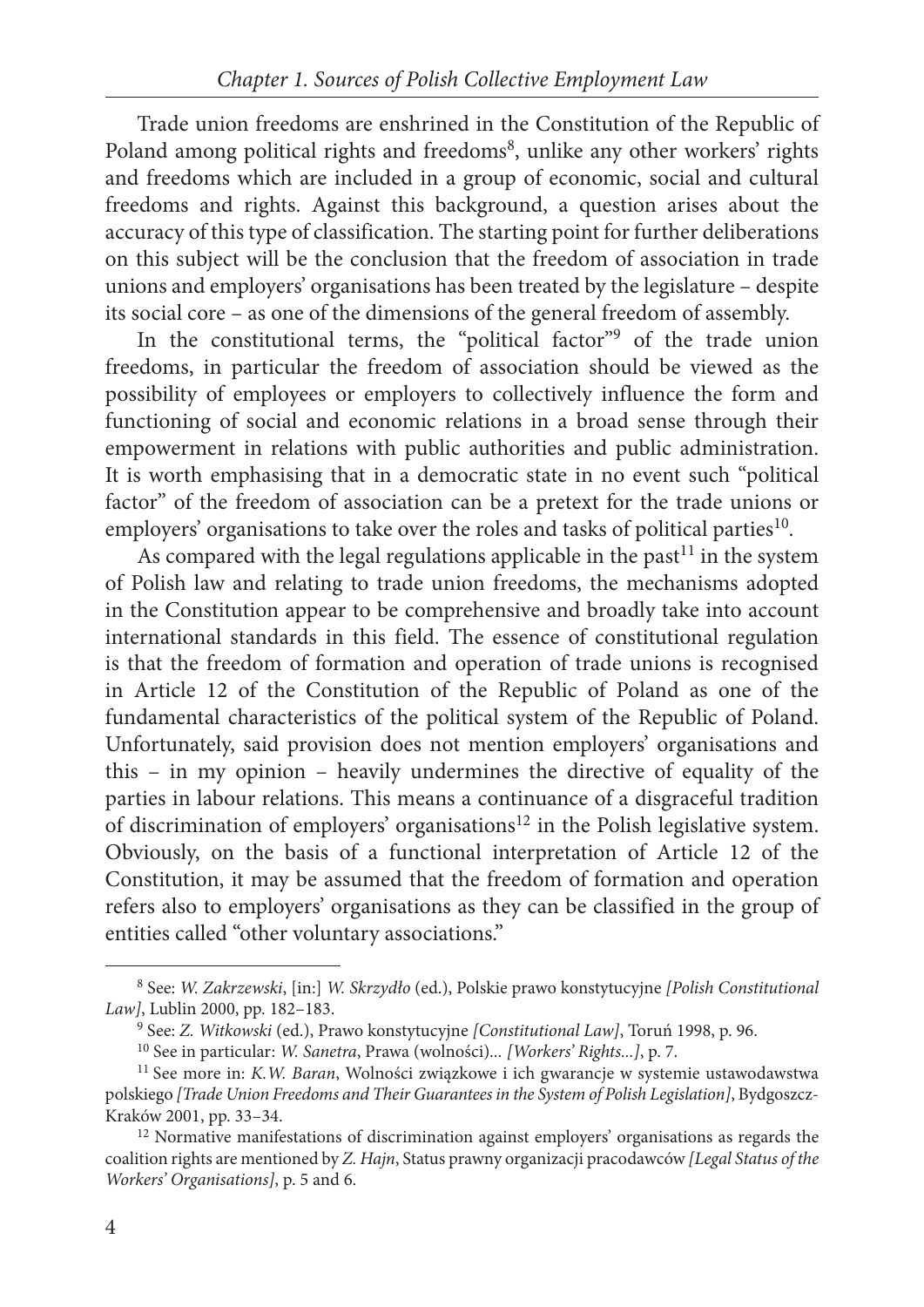Trade union freedoms are enshrined in the Constitution of the Republic of Poland among political rights and freedoms[8], unlike any other workers' rights and freedoms which are included in a group of economic, social and cultural freedoms and rights. Against this background, a question arises about the accuracy of this type of classification. The starting point for further deliberations on this subject will be the conclusion that the freedom of association in trade unions and employers' organisations has been treated by the legislature – despite its social core – as one of the dimensions of the general freedom of assembly.

In the constitutional terms, the "political factor"[9] of the trade union freedoms, in particular the freedom of association should be viewed as the possibility of employees or employers to collectively influence the form and functioning of social and economic relations in a broad sense through their empowerment in relations with public authorities and public administration. It is worth emphasising that in a democratic state in no event such "political factor" of the freedom of association can be a pretext for the trade unions or employers' organisations to take over the roles and tasks of political parties[10].

As compared with the legal regulations applicable in the past[11] in the system of Polish law and relating to trade union freedoms, the mechanisms adopted in the Constitution appear to be comprehensive and broadly take into account international standards in this field. The essence of constitutional regulation is that the freedom of formation and operation of trade unions is recognised in Article 12 of the Constitution of the Republic of Poland as one of the fundamental characteristics of the political system of the Republic of Poland. Unfortunately, said provision does not mention employers' organisations and this – in my opinion – heavily undermines the directive of equality of the parties in labour relations. This means a continuance of a disgraceful tradition of discrimination of employers' organisations[12] in the Polish legislative system. Obviously, on the basis of a functional interpretation of Article 12 of the Constitution, it may be assumed that the freedom of formation and operation refers also to employers' organisations as they can be classified in the group of entities called "other voluntary associations."

---

[8] See: *W. Zakrzewski*, [in:] *W. Skrzydło* (ed.), Polskie prawo konstytucyjne *[Polish Constitutional Law]*, Lublin 2000, pp. 182–183.

[9] See: *Z. Witkowski* (ed.), Prawo konstytucyjne *[Constitutional Law]*, Toruń 1998, p. 96.

[10] See in particular: *W. Sanetra*, Prawa (wolności)... *[Workers' Rights...]*, p. 7.

[11] See more in: *K.W. Baran*, Wolności związkowe i ich gwarancje w systemie ustawodawstwa polskiego *[Trade Union Freedoms and Their Guarantees in the System of Polish Legislation]*, Bydgoszcz-Kraków 2001, pp. 33–34.

[12] Normative manifestations of discrimination against employers' organisations as regards the coalition rights are mentioned by *Z. Hajn*, Status prawny organizacji pracodawców *[Legal Status of the Workers' Organisations]*, p. 5 and 6.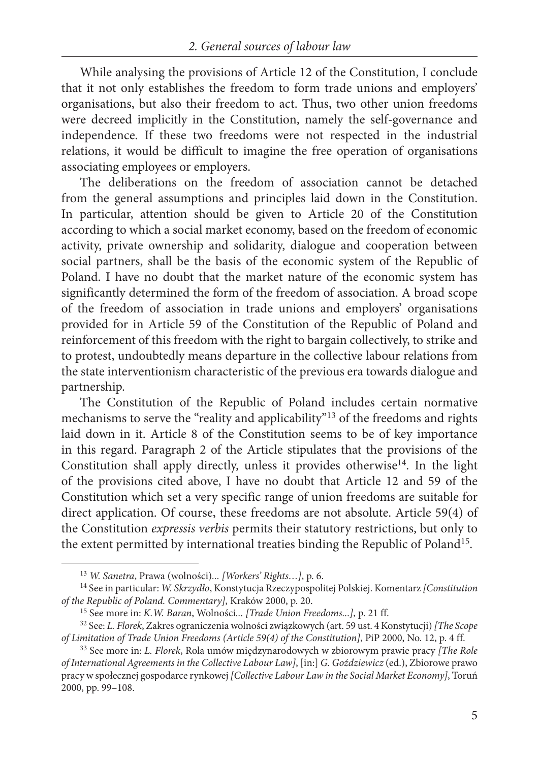While analysing the provisions of Article 12 of the Constitution, I conclude that it not only establishes the freedom to form trade unions and employers' organisations, but also their freedom to act. Thus, two other union freedoms were decreed implicitly in the Constitution, namely the self-governance and independence. If these two freedoms were not respected in the industrial relations, it would be difficult to imagine the free operation of organisations associating employees or employers.

The deliberations on the freedom of association cannot be detached from the general assumptions and principles laid down in the Constitution. In particular, attention should be given to Article 20 of the Constitution according to which a social market economy, based on the freedom of economic activity, private ownership and solidarity, dialogue and cooperation between social partners, shall be the basis of the economic system of the Republic of Poland. I have no doubt that the market nature of the economic system has significantly determined the form of the freedom of association. A broad scope of the freedom of association in trade unions and employers' organisations provided for in Article 59 of the Constitution of the Republic of Poland and reinforcement of this freedom with the right to bargain collectively, to strike and to protest, undoubtedly means departure in the collective labour relations from the state interventionism characteristic of the previous era towards dialogue and partnership.

The Constitution of the Republic of Poland includes certain normative mechanisms to serve the "reality and applicability"[13] of the freedoms and rights laid down in it. Article 8 of the Constitution seems to be of key importance in this regard. Paragraph 2 of the Article stipulates that the provisions of the Constitution shall apply directly, unless it provides otherwise[14]. In the light of the provisions cited above, I have no doubt that Article 12 and 59 of the Constitution which set a very specific range of union freedoms are suitable for direct application. Of course, these freedoms are not absolute. Article 59(4) of the Constitution *expressis verbis* permits their statutory restrictions, but only to the extent permitted by international treaties binding the Republic of Poland[15].

---

[13] *W. Sanetra*, Prawa (wolności)... *[Workers' Rights…]*, p. 6.

[14] See in particular: *W. Skrzydło*, Konstytucja Rzeczypospolitej Polskiej. Komentarz *[Constitution of the Republic of Poland. Commentary]*, Kraków 2000, p. 20.

[15] See more in: *K.W. Baran*, Wolności... *[Trade Union Freedoms...]*, p. 21 ff.

[32] See: *L. Florek*, Zakres ograniczenia wolności związkowych (art. 59 ust. 4 Konstytucji) *[The Scope of Limitation of Trade Union Freedoms (Article 59(4) of the Constitution]*, PiP 2000, No. 12, p. 4 ff.

[33] See more in: *L. Florek*, Rola umów międzynarodowych w zbiorowym prawie pracy *[The Role of International Agreements in the Collective Labour Law]*, [in:] *G. Goździewicz* (ed.), Zbiorowe prawo pracy w społecznej gospodarce rynkowej *[Collective Labour Law in the Social Market Economy]*, Toruń 2000, pp. 99–108.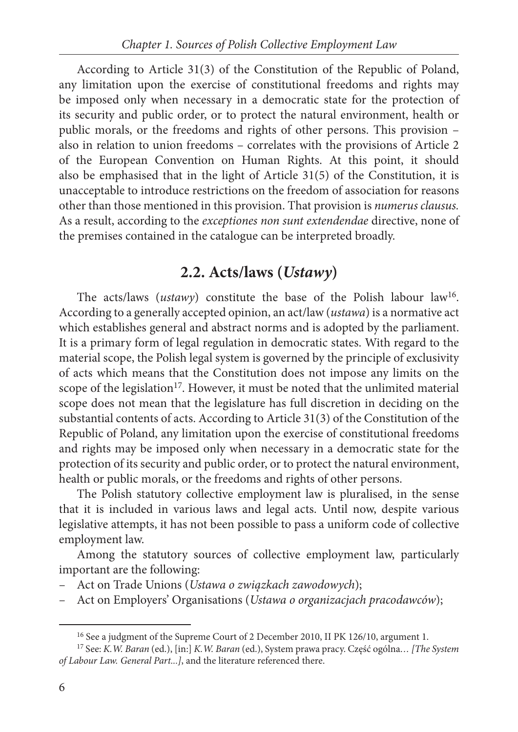According to Article 31(3) of the Constitution of the Republic of Poland, any limitation upon the exercise of constitutional freedoms and rights may be imposed only when necessary in a democratic state for the protection of its security and public order, or to protect the natural environment, health or public morals, or the freedoms and rights of other persons. This provision – also in relation to union freedoms – correlates with the provisions of Article 2 of the European Convention on Human Rights. At this point, it should also be emphasised that in the light of Article 31(5) of the Constitution, it is unacceptable to introduce restrictions on the freedom of association for reasons other than those mentioned in this provision. That provision is *numerus clausus.* As a result, according to the *exceptiones non sunt extendendae* directive, none of the premises contained in the catalogue can be interpreted broadly.

## 2.2. Acts/laws (*Ustawy*)

The acts/laws (*ustawy*) constitute the base of the Polish labour law[16]. According to a generally accepted opinion, an act/law (*ustawa*) is a normative act which establishes general and abstract norms and is adopted by the parliament. It is a primary form of legal regulation in democratic states. With regard to the material scope, the Polish legal system is governed by the principle of exclusivity of acts which means that the Constitution does not impose any limits on the scope of the legislation[17]. However, it must be noted that the unlimited material scope does not mean that the legislature has full discretion in deciding on the substantial contents of acts. According to Article 31(3) of the Constitution of the Republic of Poland, any limitation upon the exercise of constitutional freedoms and rights may be imposed only when necessary in a democratic state for the protection of its security and public order, or to protect the natural environment, health or public morals, or the freedoms and rights of other persons.

The Polish statutory collective employment law is pluralised, in the sense that it is included in various laws and legal acts. Until now, despite various legislative attempts, it has not been possible to pass a uniform code of collective employment law.

Among the statutory sources of collective employment law, particularly important are the following:

- Act on Trade Unions (*Ustawa o związkach zawodowych*);
- Act on Employers' Organisations (*Ustawa o organizacjach pracodawców*);

[16] See a judgment of the Supreme Court of 2 December 2010, II PK 126/10, argument 1.

[17] See: *K.W. Baran* (ed.), [in:] *K.W. Baran* (ed.), System prawa pracy. Część ogólna… *[The System of Labour Law. General Part...]*, and the literature referenced there.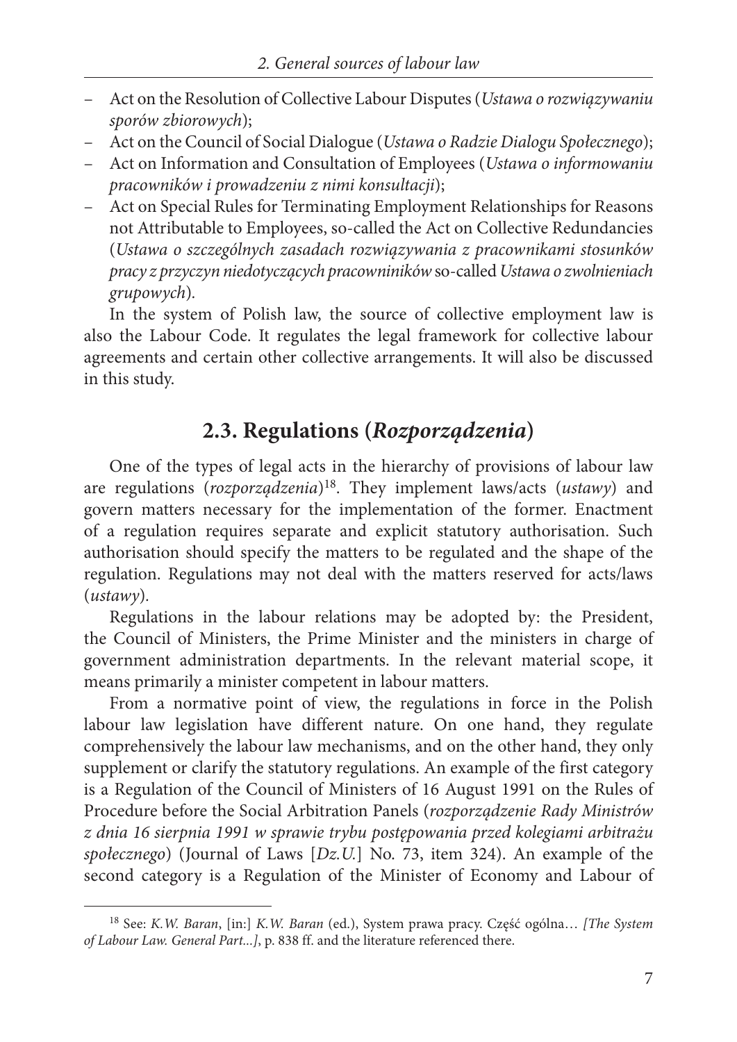- Act on the Resolution of Collective Labour Disputes (*Ustawa o rozwiązywaniu sporów zbiorowych*);
- Act on the Council of Social Dialogue (*Ustawa o Radzie Dialogu Społecznego*);
- Act on Information and Consultation of Employees (*Ustawa o informowaniu pracowników i prowadzeniu z nimi konsultacji*);
- Act on Special Rules for Terminating Employment Relationships for Reasons not Attributable to Employees, so-called the Act on Collective Redundancies (*Ustawa o szczególnych zasadach rozwiązywania z pracownikami stosunków pracy z przyczyn niedotyczących pracowniników* so-called *Ustawa o zwolnieniach grupowych*).

In the system of Polish law, the source of collective employment law is also the Labour Code. It regulates the legal framework for collective labour agreements and certain other collective arrangements. It will also be discussed in this study.

## 2.3. Regulations (*Rozporządzenia*)

One of the types of legal acts in the hierarchy of provisions of labour law are regulations (*rozporządzenia*)[18]. They implement laws/acts (*ustawy*) and govern matters necessary for the implementation of the former. Enactment of a regulation requires separate and explicit statutory authorisation. Such authorisation should specify the matters to be regulated and the shape of the regulation. Regulations may not deal with the matters reserved for acts/laws (*ustawy*).

Regulations in the labour relations may be adopted by: the President, the Council of Ministers, the Prime Minister and the ministers in charge of government administration departments. In the relevant material scope, it means primarily a minister competent in labour matters.

From a normative point of view, the regulations in force in the Polish labour law legislation have different nature. On one hand, they regulate comprehensively the labour law mechanisms, and on the other hand, they only supplement or clarify the statutory regulations. An example of the first category is a Regulation of the Council of Ministers of 16 August 1991 on the Rules of Procedure before the Social Arbitration Panels (*rozporządzenie Rady Ministrów z dnia 16 sierpnia 1991 w sprawie trybu postępowania przed kolegiami arbitrażu społecznego*) (Journal of Laws [*Dz.U.*] No. 73, item 324). An example of the second category is a Regulation of the Minister of Economy and Labour of

---

[18] See: *K.W. Baran*, [in:] *K.W. Baran* (ed.), System prawa pracy. Część ogólna… *[The System of Labour Law. General Part...]*, p. 838 ff. and the literature referenced there.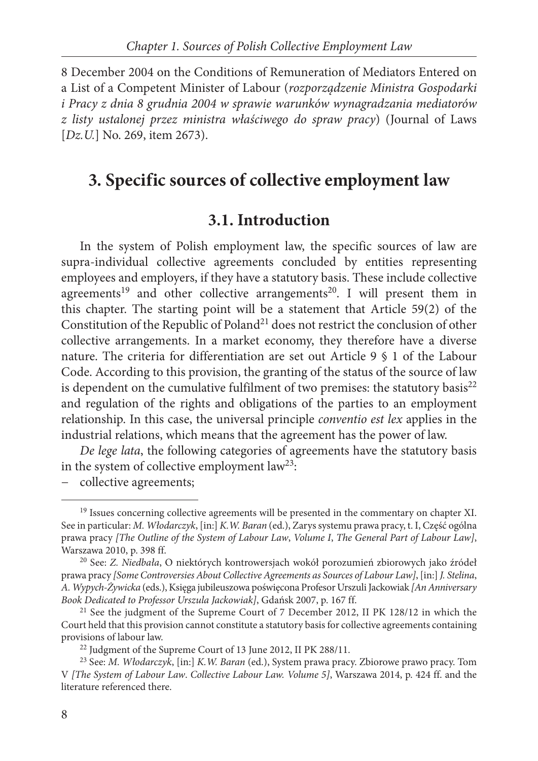8 December 2004 on the Conditions of Remuneration of Mediators Entered on a List of a Competent Minister of Labour (*rozporządzenie Ministra Gospodarki i Pracy z dnia 8 grudnia 2004 w sprawie warunków wynagradzania mediatorów z listy ustalonej przez ministra właściwego do spraw pracy*) (Journal of Laws [*Dz.U.*] No. 269, item 2673).

## 3. Specific sources of collective employment law

### 3.1. Introduction

In the system of Polish employment law, the specific sources of law are supra-individual collective agreements concluded by entities representing employees and employers, if they have a statutory basis. These include collective agreements[19] and other collective arrangements[20]. I will present them in this chapter. The starting point will be a statement that Article 59(2) of the Constitution of the Republic of Poland[21] does not restrict the conclusion of other collective arrangements. In a market economy, they therefore have a diverse nature. The criteria for differentiation are set out Article 9 § 1 of the Labour Code. According to this provision, the granting of the status of the source of law is dependent on the cumulative fulfilment of two premises: the statutory basis[22] and regulation of the rights and obligations of the parties to an employment relationship. In this case, the universal principle *conventio est lex* applies in the industrial relations, which means that the agreement has the power of law.

*De lege lata*, the following categories of agreements have the statutory basis in the system of collective employment law[23]:

- collective agreements;

---

[19] Issues concerning collective agreements will be presented in the commentary on chapter XI. See in particular: *M. Włodarczyk*, [in:] *K.W. Baran* (ed.), Zarys systemu prawa pracy, t. I, Część ogólna prawa pracy *[The Outline of the System of Labour Law, Volume I, The General Part of Labour Law]*, Warszawa 2010, p. 398 ff.

[20] See: *Z. Niedbała*, O niektórych kontrowersjach wokół porozumień zbiorowych jako źródeł prawa pracy *[Some Controversies About Collective Agreements as Sources of Labour Law]*, [in:] *J. Stelina*, *A. Wypych-Żywicka* (eds.), Księga jubileuszowa poświęcona Profesor Urszuli Jackowiak *[An Anniversary Book Dedicated to Professor Urszula Jackowiak]*, Gdańsk 2007, p. 167 ff.

[21] See the judgment of the Supreme Court of 7 December 2012, II PK 128/12 in which the Court held that this provision cannot constitute a statutory basis for collective agreements containing provisions of labour law.

[22] Judgment of the Supreme Court of 13 June 2012, II PK 288/11.

[23] See: *M. Włodarczyk*, [in:] *K.W. Baran* (ed.), System prawa pracy. Zbiorowe prawo pracy. Tom V *[The System of Labour Law. Collective Labour Law. Volume 5]*, Warszawa 2014, p. 424 ff. and the literature referenced there.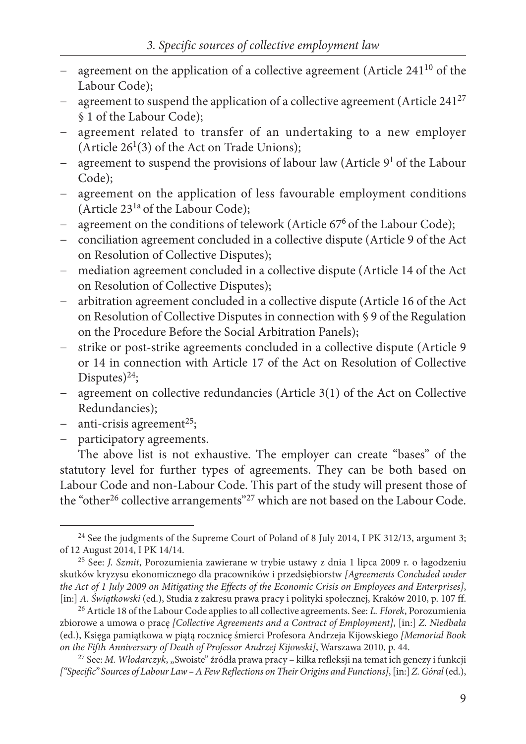- agreement on the application of a collective agreement (Article $241^{10}$ of the Labour Code);
- agreement to suspend the application of a collective agreement (Article $241^{27}$ § 1 of the Labour Code);
- agreement related to transfer of an undertaking to a new employer (Article $26^{1}(3)$ of the Act on Trade Unions);
- agreement to suspend the provisions of labour law (Article $9^{1}$ of the Labour Code);
- agreement on the application of less favourable employment conditions (Article $23^{1a}$ of the Labour Code);
- agreement on the conditions of telework (Article $67^{6}$ of the Labour Code);
- conciliation agreement concluded in a collective dispute (Article 9 of the Act on Resolution of Collective Disputes);
- mediation agreement concluded in a collective dispute (Article 14 of the Act on Resolution of Collective Disputes);
- arbitration agreement concluded in a collective dispute (Article 16 of the Act on Resolution of Collective Disputes in connection with § 9 of the Regulation on the Procedure Before the Social Arbitration Panels);
- strike or post-strike agreements concluded in a collective dispute (Article 9 or 14 in connection with Article 17 of the Act on Resolution of Collective Disputes)[24];
- agreement on collective redundancies (Article 3(1) of the Act on Collective Redundancies);
- anti-crisis agreement[25];
- participatory agreements.

The above list is not exhaustive. The employer can create "bases" of the statutory level for further types of agreements. They can be both based on Labour Code and non-Labour Code. This part of the study will present those of the "other[26] collective arrangements"[27] which are not based on the Labour Code.

---

[24] See the judgments of the Supreme Court of Poland of 8 July 2014, I PK 312/13, argument 3; of 12 August 2014, I PK 14/14.

[25] See: *J. Szmit*, Porozumienia zawierane w trybie ustawy z dnia 1 lipca 2009 r. o łagodzeniu skutków kryzysu ekonomicznego dla pracowników i przedsiębiorstw *[Agreements Concluded under the Act of 1 July 2009 on Mitigating the Effects of the Economic Crisis on Employees and Enterprises]*, [in:] *A. Świątkowski* (ed.), Studia z zakresu prawa pracy i polityki społecznej, Kraków 2010, p. 107 ff.

[26] Article 18 of the Labour Code applies to all collective agreements. See: *L. Florek*, Porozumienia zbiorowe a umowa o pracę *[Collective Agreements and a Contract of Employment]*, [in:] *Z. Niedbała* (ed.), Księga pamiątkowa w piątą rocznicę śmierci Profesora Andrzeja Kijowskiego *[Memorial Book on the Fifth Anniversary of Death of Professor Andrzej Kijowski]*, Warszawa 2010, p. 44.

[27] See: *M. Włodarczyk*, „Swoiste" źródła prawa pracy – kilka refleksji na temat ich genezy i funkcji *["Specific" Sources of Labour Law – A Few Reflections on Their Origins and Functions]*, [in:] *Z. Góral* (ed.),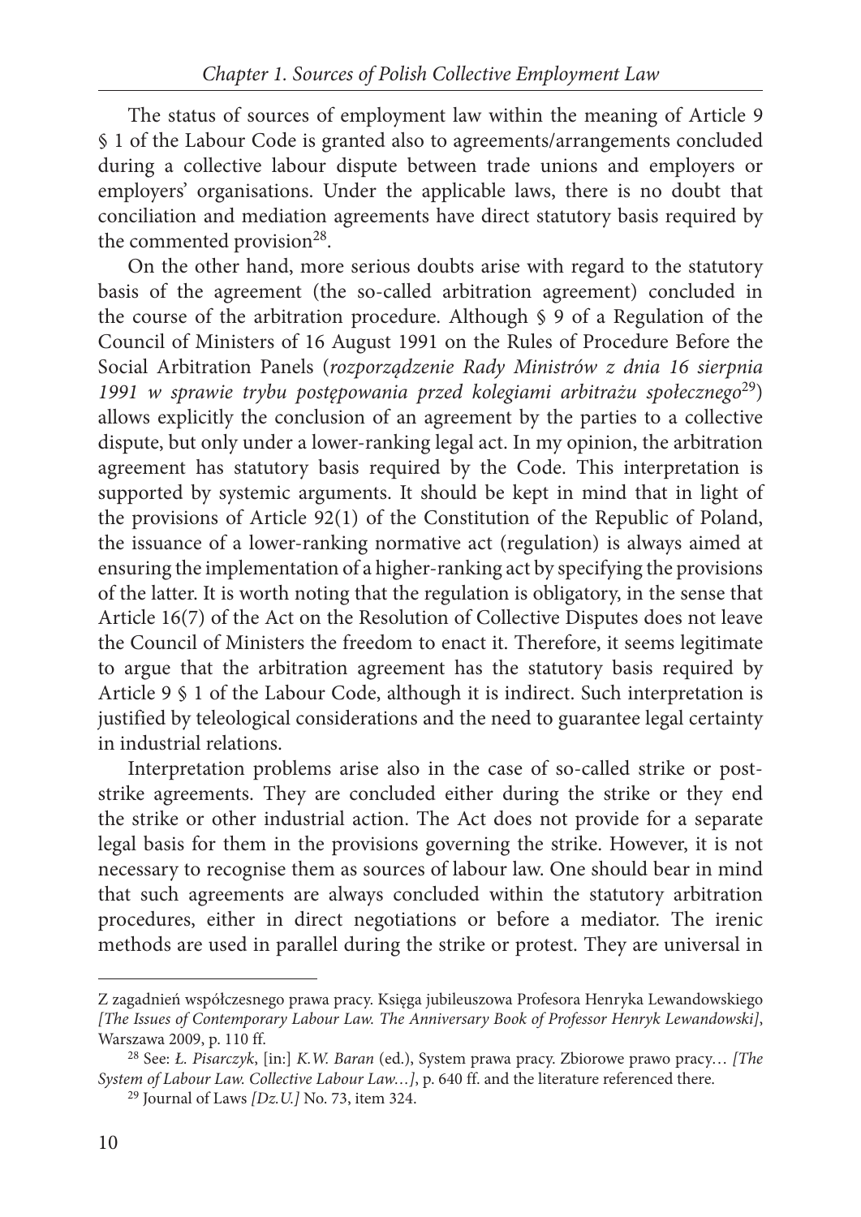The status of sources of employment law within the meaning of Article 9 § 1 of the Labour Code is granted also to agreements/arrangements concluded during a collective labour dispute between trade unions and employers or employers' organisations. Under the applicable laws, there is no doubt that conciliation and mediation agreements have direct statutory basis required by the commented provision[28].

On the other hand, more serious doubts arise with regard to the statutory basis of the agreement (the so-called arbitration agreement) concluded in the course of the arbitration procedure. Although § 9 of a Regulation of the Council of Ministers of 16 August 1991 on the Rules of Procedure Before the Social Arbitration Panels (*rozporządzenie Rady Ministrów z dnia 16 sierpnia 1991 w sprawie trybu postępowania przed kolegiami arbitrażu społecznego*[29]) allows explicitly the conclusion of an agreement by the parties to a collective dispute, but only under a lower-ranking legal act. In my opinion, the arbitration agreement has statutory basis required by the Code. This interpretation is supported by systemic arguments. It should be kept in mind that in light of the provisions of Article 92(1) of the Constitution of the Republic of Poland, the issuance of a lower-ranking normative act (regulation) is always aimed at ensuring the implementation of a higher-ranking act by specifying the provisions of the latter. It is worth noting that the regulation is obligatory, in the sense that Article 16(7) of the Act on the Resolution of Collective Disputes does not leave the Council of Ministers the freedom to enact it. Therefore, it seems legitimate to argue that the arbitration agreement has the statutory basis required by Article 9 § 1 of the Labour Code, although it is indirect. Such interpretation is justified by teleological considerations and the need to guarantee legal certainty in industrial relations.

Interpretation problems arise also in the case of so-called strike or post-strike agreements. They are concluded either during the strike or they end the strike or other industrial action. The Act does not provide for a separate legal basis for them in the provisions governing the strike. However, it is not necessary to recognise them as sources of labour law. One should bear in mind that such agreements are always concluded within the statutory arbitration procedures, either in direct negotiations or before a mediator. The irenic methods are used in parallel during the strike or protest. They are universal in

---

Z zagadnień współczesnego prawa pracy. Księga jubileuszowa Profesora Henryka Lewandowskiego *[The Issues of Contemporary Labour Law. The Anniversary Book of Professor Henryk Lewandowski]*, Warszawa 2009, p. 110 ff.

[28] See: *Ł. Pisarczyk*, [in:] *K.W. Baran* (ed.), System prawa pracy. Zbiorowe prawo pracy… *[The System of Labour Law. Collective Labour Law…]*, p. 640 ff. and the literature referenced there.

[29] Journal of Laws *[Dz.U.]* No. 73, item 324.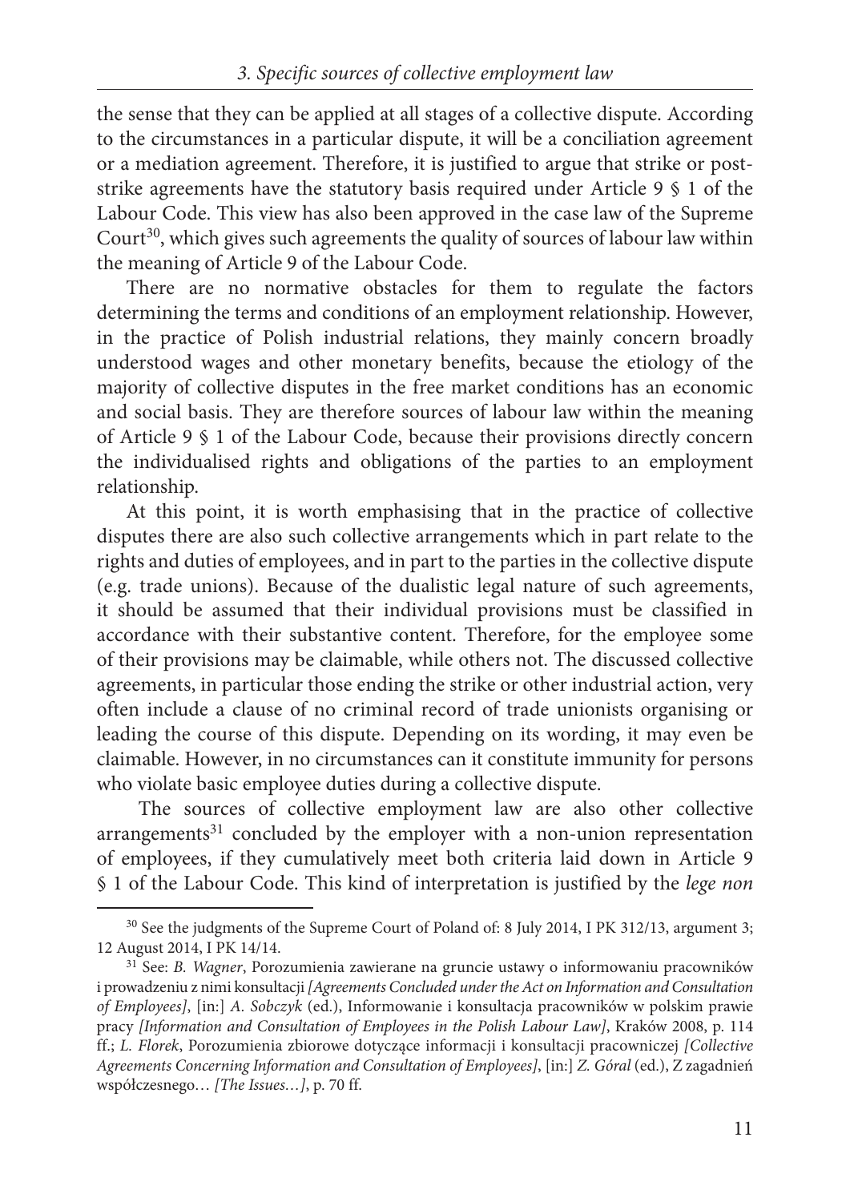the sense that they can be applied at all stages of a collective dispute. According to the circumstances in a particular dispute, it will be a conciliation agreement or a mediation agreement. Therefore, it is justified to argue that strike or post-strike agreements have the statutory basis required under Article 9 § 1 of the Labour Code. This view has also been approved in the case law of the Supreme Court[30], which gives such agreements the quality of sources of labour law within the meaning of Article 9 of the Labour Code.

There are no normative obstacles for them to regulate the factors determining the terms and conditions of an employment relationship. However, in the practice of Polish industrial relations, they mainly concern broadly understood wages and other monetary benefits, because the etiology of the majority of collective disputes in the free market conditions has an economic and social basis. They are therefore sources of labour law within the meaning of Article 9 § 1 of the Labour Code, because their provisions directly concern the individualised rights and obligations of the parties to an employment relationship.

At this point, it is worth emphasising that in the practice of collective disputes there are also such collective arrangements which in part relate to the rights and duties of employees, and in part to the parties in the collective dispute (e.g. trade unions). Because of the dualistic legal nature of such agreements, it should be assumed that their individual provisions must be classified in accordance with their substantive content. Therefore, for the employee some of their provisions may be claimable, while others not. The discussed collective agreements, in particular those ending the strike or other industrial action, very often include a clause of no criminal record of trade unionists organising or leading the course of this dispute. Depending on its wording, it may even be claimable. However, in no circumstances can it constitute immunity for persons who violate basic employee duties during a collective dispute.

The sources of collective employment law are also other collective arrangements[31] concluded by the employer with a non-union representation of employees, if they cumulatively meet both criteria laid down in Article 9 § 1 of the Labour Code. This kind of interpretation is justified by the *lege non*

---

[30] See the judgments of the Supreme Court of Poland of: 8 July 2014, I PK 312/13, argument 3; 12 August 2014, I PK 14/14.

[31] See: *B. Wagner*, Porozumienia zawierane na gruncie ustawy o informowaniu pracowników i prowadzeniu z nimi konsultacji *[Agreements Concluded under the Act on Information and Consultation of Employees]*, [in:] *A. Sobczyk* (ed.), Informowanie i konsultacja pracowników w polskim prawie pracy *[Information and Consultation of Employees in the Polish Labour Law]*, Kraków 2008, p. 114 ff.; *L. Florek*, Porozumienia zbiorowe dotyczące informacji i konsultacji pracowniczej *[Collective Agreements Concerning Information and Consultation of Employees]*, [in:] *Z. Góral* (ed.), Z zagadnień współczesnego… *[The Issues…]*, p. 70 ff.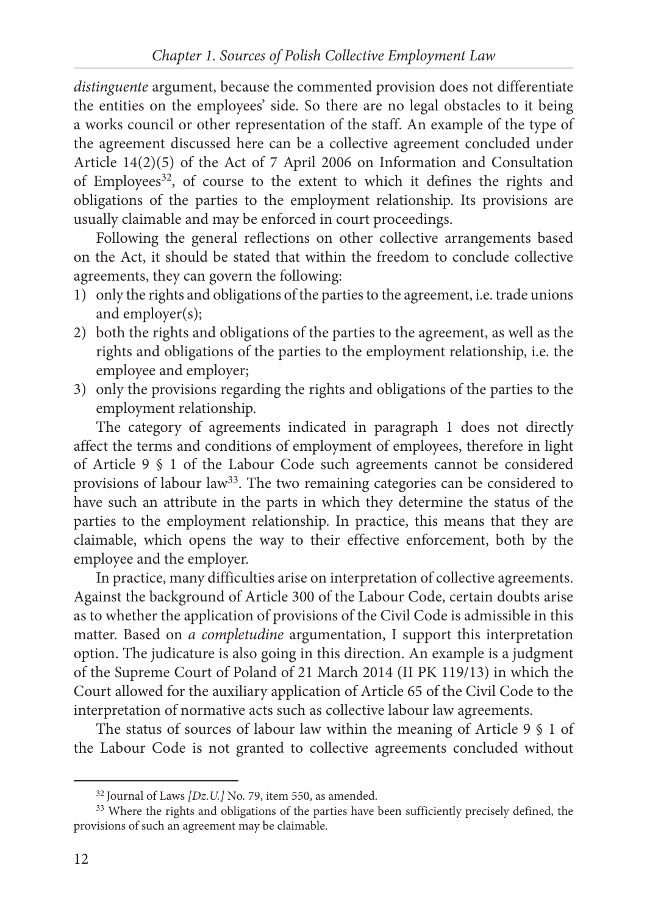*distinguente* argument, because the commented provision does not differentiate the entities on the employees' side. So there are no legal obstacles to it being a works council or other representation of the staff. An example of the type of the agreement discussed here can be a collective agreement concluded under Article 14(2)(5) of the Act of 7 April 2006 on Information and Consultation of Employees[32], of course to the extent to which it defines the rights and obligations of the parties to the employment relationship. Its provisions are usually claimable and may be enforced in court proceedings.

Following the general reflections on other collective arrangements based on the Act, it should be stated that within the freedom to conclude collective agreements, they can govern the following:

1) only the rights and obligations of the parties to the agreement, i.e. trade unions and employer(s);
2) both the rights and obligations of the parties to the agreement, as well as the rights and obligations of the parties to the employment relationship, i.e. the employee and employer;
3) only the provisions regarding the rights and obligations of the parties to the employment relationship.

The category of agreements indicated in paragraph 1 does not directly affect the terms and conditions of employment of employees, therefore in light of Article 9 § 1 of the Labour Code such agreements cannot be considered provisions of labour law[33]. The two remaining categories can be considered to have such an attribute in the parts in which they determine the status of the parties to the employment relationship. In practice, this means that they are claimable, which opens the way to their effective enforcement, both by the employee and the employer.

In practice, many difficulties arise on interpretation of collective agreements. Against the background of Article 300 of the Labour Code, certain doubts arise as to whether the application of provisions of the Civil Code is admissible in this matter. Based on *a completudine* argumentation, I support this interpretation option. The judicature is also going in this direction. An example is a judgment of the Supreme Court of Poland of 21 March 2014 (II PK 119/13) in which the Court allowed for the auxiliary application of Article 65 of the Civil Code to the interpretation of normative acts such as collective labour law agreements.

The status of sources of labour law within the meaning of Article 9 § 1 of the Labour Code is not granted to collective agreements concluded without

---

[32] Journal of Laws *[Dz.U.]* No. 79, item 550, as amended.

[33] Where the rights and obligations of the parties have been sufficiently precisely defined, the provisions of such an agreement may be claimable.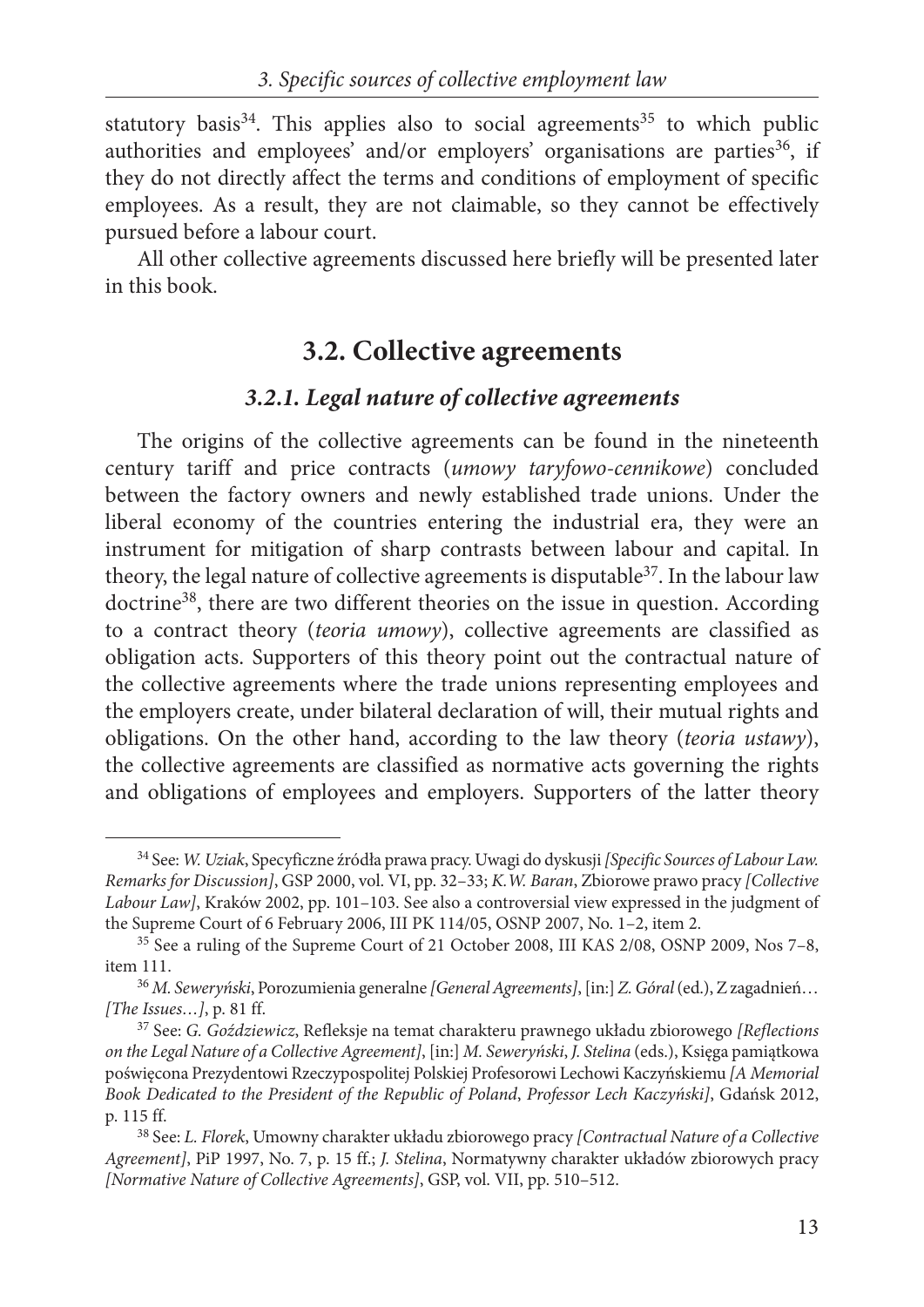statutory basis[34]. This applies also to social agreements[35] to which public authorities and employees' and/or employers' organisations are parties[36], if they do not directly affect the terms and conditions of employment of specific employees. As a result, they are not claimable, so they cannot be effectively pursued before a labour court.

All other collective agreements discussed here briefly will be presented later in this book.

## 3.2. Collective agreements

### *3.2.1. Legal nature of collective agreements*

The origins of the collective agreements can be found in the nineteenth century tariff and price contracts (*umowy taryfowo-cennikowe*) concluded between the factory owners and newly established trade unions. Under the liberal economy of the countries entering the industrial era, they were an instrument for mitigation of sharp contrasts between labour and capital. In theory, the legal nature of collective agreements is disputable[37]. In the labour law doctrine[38], there are two different theories on the issue in question. According to a contract theory (*teoria umowy*), collective agreements are classified as obligation acts. Supporters of this theory point out the contractual nature of the collective agreements where the trade unions representing employees and the employers create, under bilateral declaration of will, their mutual rights and obligations. On the other hand, according to the law theory (*teoria ustawy*), the collective agreements are classified as normative acts governing the rights and obligations of employees and employers. Supporters of the latter theory

---

[34] See: *W. Uziak*, Specyficzne źródła prawa pracy. Uwagi do dyskusji *[Specific Sources of Labour Law. Remarks for Discussion]*, GSP 2000, vol. VI, pp. 32–33; *K.W. Baran*, Zbiorowe prawo pracy *[Collective Labour Law]*, Kraków 2002, pp. 101–103. See also a controversial view expressed in the judgment of the Supreme Court of 6 February 2006, III PK 114/05, OSNP 2007, No. 1–2, item 2.

[35] See a ruling of the Supreme Court of 21 October 2008, III KAS 2/08, OSNP 2009, Nos 7–8, item 111.

[36] *M. Seweryński*, Porozumienia generalne *[General Agreements]*, [in:] *Z. Góral* (ed.), Z zagadnień… *[The Issues…]*, p. 81 ff.

[37] See: *G. Goździewicz*, Refleksje na temat charakteru prawnego układu zbiorowego *[Reflections on the Legal Nature of a Collective Agreement]*, [in:] *M. Seweryński*, *J. Stelina* (eds.), Księga pamiątkowa poświęcona Prezydentowi Rzeczypospolitej Polskiej Profesorowi Lechowi Kaczyńskiemu *[A Memorial Book Dedicated to the President of the Republic of Poland*, *Professor Lech Kaczyński]*, Gdańsk 2012, p. 115 ff.

[38] See: *L. Florek*, Umowny charakter układu zbiorowego pracy *[Contractual Nature of a Collective Agreement]*, PiP 1997, No. 7, p. 15 ff.; *J. Stelina*, Normatywny charakter układów zbiorowych pracy *[Normative Nature of Collective Agreements]*, GSP, vol. VII, pp. 510–512.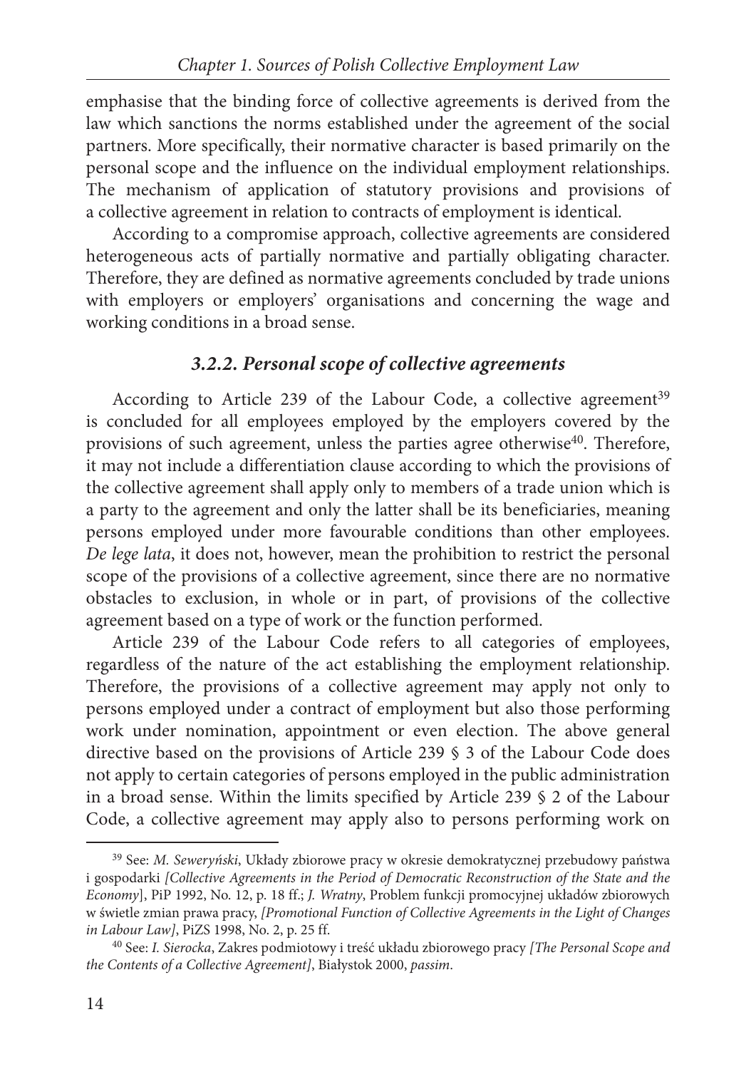emphasise that the binding force of collective agreements is derived from the law which sanctions the norms established under the agreement of the social partners. More specifically, their normative character is based primarily on the personal scope and the influence on the individual employment relationships. The mechanism of application of statutory provisions and provisions of a collective agreement in relation to contracts of employment is identical.

According to a compromise approach, collective agreements are considered heterogeneous acts of partially normative and partially obligating character. Therefore, they are defined as normative agreements concluded by trade unions with employers or employers' organisations and concerning the wage and working conditions in a broad sense.

### *3.2.2. Personal scope of collective agreements*

According to Article 239 of the Labour Code, a collective agreement[39] is concluded for all employees employed by the employers covered by the provisions of such agreement, unless the parties agree otherwise[40]. Therefore, it may not include a differentiation clause according to which the provisions of the collective agreement shall apply only to members of a trade union which is a party to the agreement and only the latter shall be its beneficiaries, meaning persons employed under more favourable conditions than other employees. *De lege lata*, it does not, however, mean the prohibition to restrict the personal scope of the provisions of a collective agreement, since there are no normative obstacles to exclusion, in whole or in part, of provisions of the collective agreement based on a type of work or the function performed.

Article 239 of the Labour Code refers to all categories of employees, regardless of the nature of the act establishing the employment relationship. Therefore, the provisions of a collective agreement may apply not only to persons employed under a contract of employment but also those performing work under nomination, appointment or even election. The above general directive based on the provisions of Article 239 § 3 of the Labour Code does not apply to certain categories of persons employed in the public administration in a broad sense. Within the limits specified by Article 239 § 2 of the Labour Code, a collective agreement may apply also to persons performing work on

---

[39] See: *M. Seweryński*, Układy zbiorowe pracy w okresie demokratycznej przebudowy państwa i gospodarki *[Collective Agreements in the Period of Democratic Reconstruction of the State and the Economy]*, PiP 1992, No. 12, p. 18 ff.; *J. Wratny*, Problem funkcji promocyjnej układów zbiorowych w świetle zmian prawa pracy, *[Promotional Function of Collective Agreements in the Light of Changes in Labour Law]*, PiZS 1998, No. 2, p. 25 ff.

[40] See: *I. Sierocka*, Zakres podmiotowy i treść układu zbiorowego pracy *[The Personal Scope and the Contents of a Collective Agreement]*, Białystok 2000, *passim*.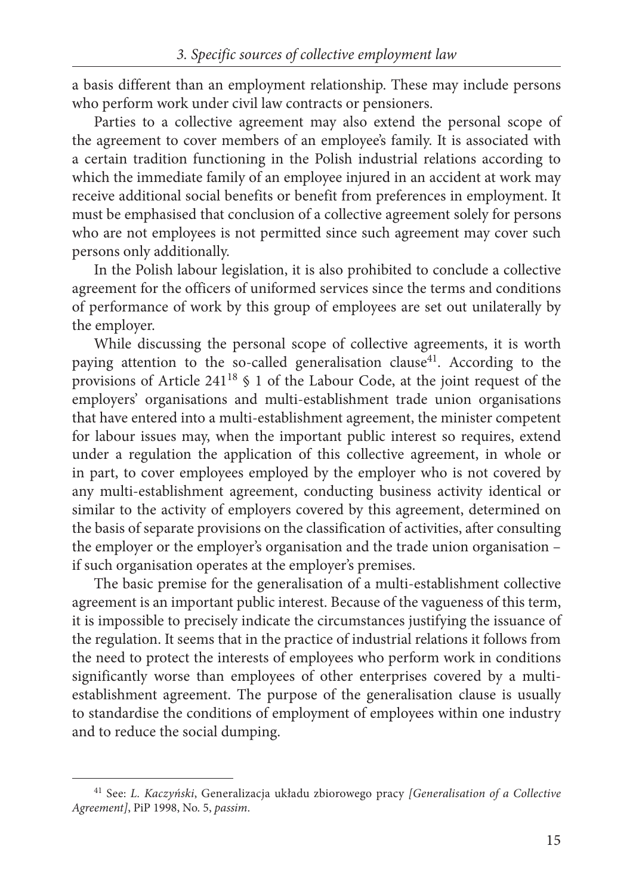a basis different than an employment relationship. These may include persons who perform work under civil law contracts or pensioners.

Parties to a collective agreement may also extend the personal scope of the agreement to cover members of an employee's family. It is associated with a certain tradition functioning in the Polish industrial relations according to which the immediate family of an employee injured in an accident at work may receive additional social benefits or benefit from preferences in employment. It must be emphasised that conclusion of a collective agreement solely for persons who are not employees is not permitted since such agreement may cover such persons only additionally.

In the Polish labour legislation, it is also prohibited to conclude a collective agreement for the officers of uniformed services since the terms and conditions of performance of work by this group of employees are set out unilaterally by the employer.

While discussing the personal scope of collective agreements, it is worth paying attention to the so-called generalisation clause[41]. According to the provisions of Article $241^{18}$ § 1 of the Labour Code, at the joint request of the employers' organisations and multi-establishment trade union organisations that have entered into a multi-establishment agreement, the minister competent for labour issues may, when the important public interest so requires, extend under a regulation the application of this collective agreement, in whole or in part, to cover employees employed by the employer who is not covered by any multi-establishment agreement, conducting business activity identical or similar to the activity of employers covered by this agreement, determined on the basis of separate provisions on the classification of activities, after consulting the employer or the employer's organisation and the trade union organisation – if such organisation operates at the employer's premises.

The basic premise for the generalisation of a multi-establishment collective agreement is an important public interest. Because of the vagueness of this term, it is impossible to precisely indicate the circumstances justifying the issuance of the regulation. It seems that in the practice of industrial relations it follows from the need to protect the interests of employees who perform work in conditions significantly worse than employees of other enterprises covered by a multi-establishment agreement. The purpose of the generalisation clause is usually to standardise the conditions of employment of employees within one industry and to reduce the social dumping.

---

[41] See: *L. Kaczyński*, Generalizacja układu zbiorowego pracy *[Generalisation of a Collective Agreement]*, PiP 1998, No. 5, *passim*.